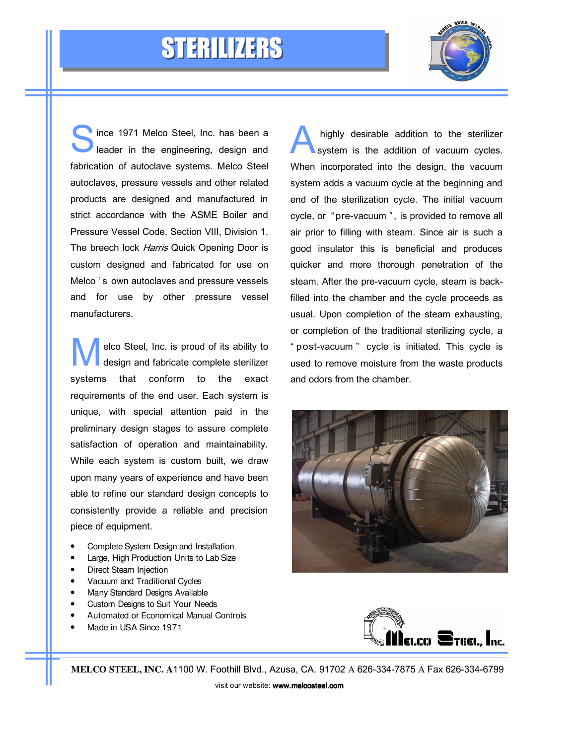# STERILIZERS

Since 1971 Melco Steel, Inc. has been a leader in the engineering, design and fabrication of autoclave systems. Melco Steel autoclaves, pressure vessels and other related products are designed and manufactured in strict accordance with the ASME Boiler and Pressure Vessel Code, Section VIII, Division 1. The breech lock *Harris* Quick Opening Door is custom designed and fabricated for use on Melco's own autoclaves and pressure vessels and for use by other pressure vessel manufacturers.

Melco Steel, Inc. is proud of its ability to design and fabricate complete sterilizer systems that conform to the exact requirements of the end user. Each system is unique, with special attention paid in the preliminary design stages to assure complete satisfaction of operation and maintainability. While each system is custom built, we draw upon many years of experience and have been able to refine our standard design concepts to consistently provide a reliable and precision piece of equipment.

- Complete System Design and Installation
- Large, High Production Units to Lab Size
- Direct Steam Injection
- Vacuum and Traditional Cycles
- Many Standard Designs Available
- Custom Designs to Suit Your Needs
- Automated or Economical Manual Controls
- Made in USA Since 1971

A highly desirable addition to the sterilizer system is the addition of vacuum cycles. When incorporated into the design, the vacuum system adds a vacuum cycle at the beginning and end of the sterilization cycle. The initial vacuum cycle, or "pre-vacuum", is provided to remove all air prior to filling with steam. Since air is such a good insulator this is beneficial and produces quicker and more thorough penetration of the steam. After the pre-vacuum cycle, steam is back-filled into the chamber and the cycle proceeds as usual. Upon completion of the steam exhausting, or completion of the traditional sterilizing cycle, a "post-vacuum" cycle is initiated. This cycle is used to remove moisture from the waste products and odors from the chamber.

Melco Steel, Inc.

**MELCO STEEL, INC.** 1100 W. Foothill Blvd., Azusa, CA. 91702 626-334-7875 Fax 626-334-6799

visit our website: **www.melcosteel.com**